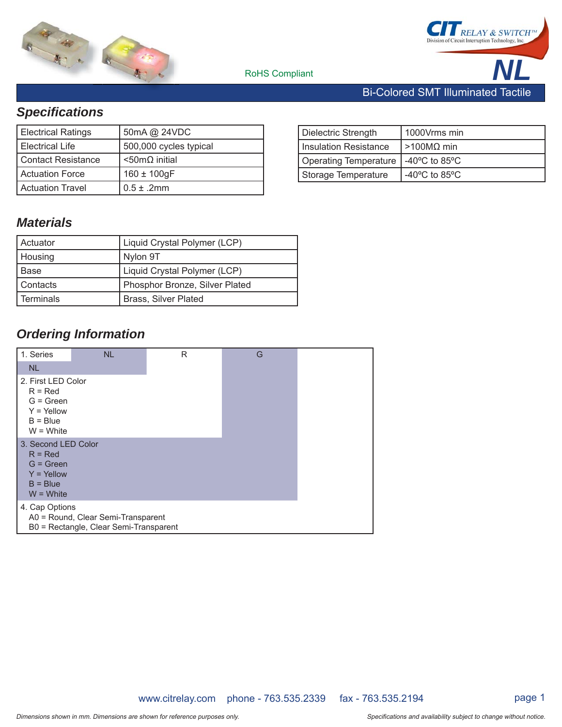RoHS Compliant

# NL

Bi-Colored SMT Illuminated Tactile

## Specifications

| Electrical Ratings | 50mA @ 24VDC |
|---|---|
| Electrical Life | 500,000 cycles typical |
| Contact Resistance | <50mΩ initial |
| Actuation Force | 160 ± 100gF |
| Actuation Travel | 0.5 ± .2mm |

| Dielectric Strength | 1000Vrms min |
|---|---|
| Insulation Resistance | >100MΩ min |
| Operating Temperature | -40ºC to 85ºC |
| Storage Temperature | -40ºC to 85ºC |

## Materials

| Actuator | Liquid Crystal Polymer (LCP) |
|---|---|
| Housing | Nylon 9T |
| Base | Liquid Crystal Polymer (LCP) |
| Contacts | Phosphor Bronze, Silver Plated |
| Terminals | Brass, Silver Plated |

## Ordering Information

| 1. Series | NL | R | G |
|---|---|---|---|

1. Series
   - NL
2. First LED Color
   - R = Red
   - G = Green
   - Y = Yellow
   - B = Blue
   - W = White
3. Second LED Color
   - R = Red
   - G = Green
   - Y = Yellow
   - B = Blue
   - W = White
4. Cap Options
   - A0 = Round, Clear Semi-Transparent
   - B0 = Rectangle, Clear Semi-Transparent

www.citrelay.com phone - 763.535.2339 fax - 763.535.2194

*Dimensions shown in mm. Dimensions are shown for reference purposes only.*

*Specifications and availability subject to change without notice.*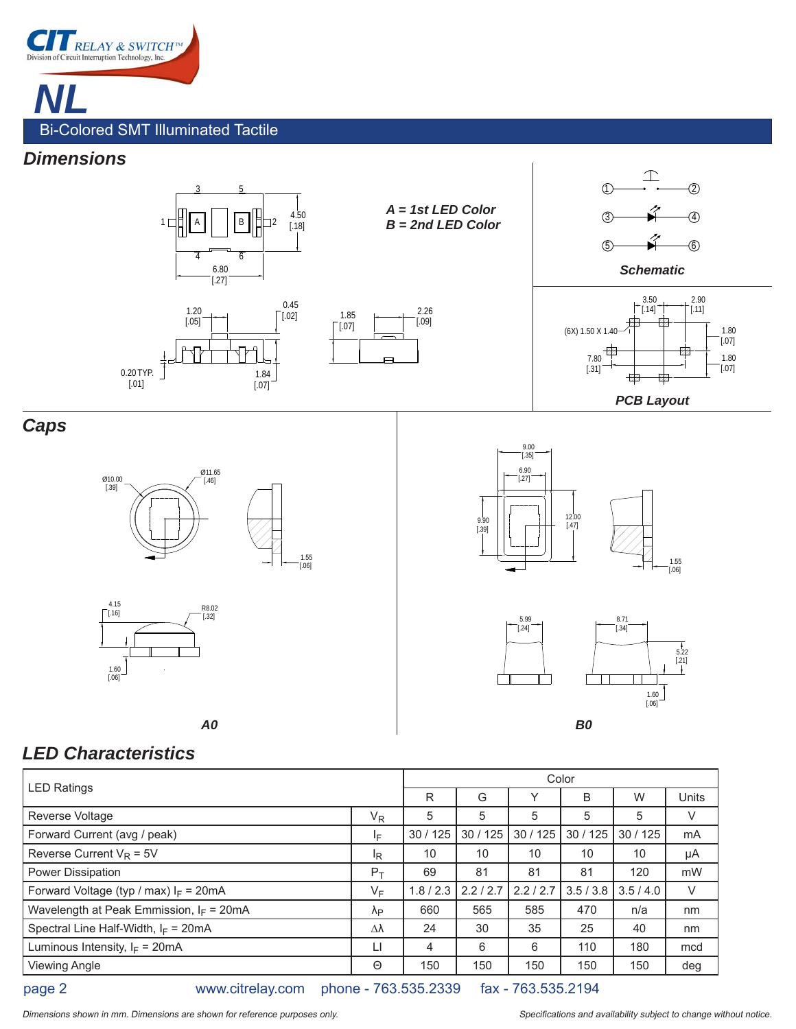# NL

## Bi-Colored SMT Illuminated Tactile

### Dimensions

A = 1st LED Color
B = 2nd LED Color

4.50 [.18]
6.80 [.27]
1.20 [.05]
0.45 [.02]
0.20 TYP. [.01]
1.84 [.07]
1.85 [.07]
2.26 [.09]

*Schematic*

*PCB Layout*

(6X) 1.50 X 1.40
3.50 [.14]
2.90 [.11]
1.80 [.07]
7.80 [.31]
1.80 [.07]

### Caps

Ø10.00 [.39]
Ø11.65 [.46]
1.55 [.06]
4.15 [.16]
R8.02 [.32]
1.60 [.06]

**A0**

9.00 [.35]
6.90 [.27]
9.90 [.39]
12.00 [.47]
1.55 [.06]
5.99 [.24]
8.71 [.34]
5.22 [.21]
1.60 [.06]

**B0**

### LED Characteristics

| LED Ratings | | Color | | | | | |
|---|---|---|---|---|---|---|---|
| | | R | G | Y | B | W | Units |
| Reverse Voltage | $V_R$ | 5 | 5 | 5 | 5 | 5 | V |
| Forward Current (avg / peak) | $I_F$ | 30 / 125 | 30 / 125 | 30 / 125 | 30 / 125 | 30 / 125 | mA |
| Reverse Current $V_R$ = 5V | $I_R$ | 10 | 10 | 10 | 10 | 10 | μA |
| Power Dissipation | $P_T$ | 69 | 81 | 81 | 81 | 120 | mW |
| Forward Voltage (typ / max) $I_F$ = 20mA | $V_F$ | 1.8 / 2.3 | 2.2 / 2.7 | 2.2 / 2.7 | 3.5 / 3.8 | 3.5 / 4.0 | V |
| Wavelength at Peak Emmission, $I_F$ = 20mA | $\lambda_P$ | 660 | 565 | 585 | 470 | n/a | nm |
| Spectral Line Half-Width, $I_F$ = 20mA | $\Delta\lambda$ | 24 | 30 | 35 | 25 | 40 | nm |
| Luminous Intensity, $I_F$ = 20mA | LI | 4 | 6 | 6 | 110 | 180 | mcd |
| Viewing Angle | Θ | 150 | 150 | 150 | 150 | 150 | deg |

www.citrelay.com phone - 763.535.2339 fax - 763.535.2194

*Dimensions shown in mm. Dimensions are shown for reference purposes only.*

*Specifications and availability subject to change without notice.*